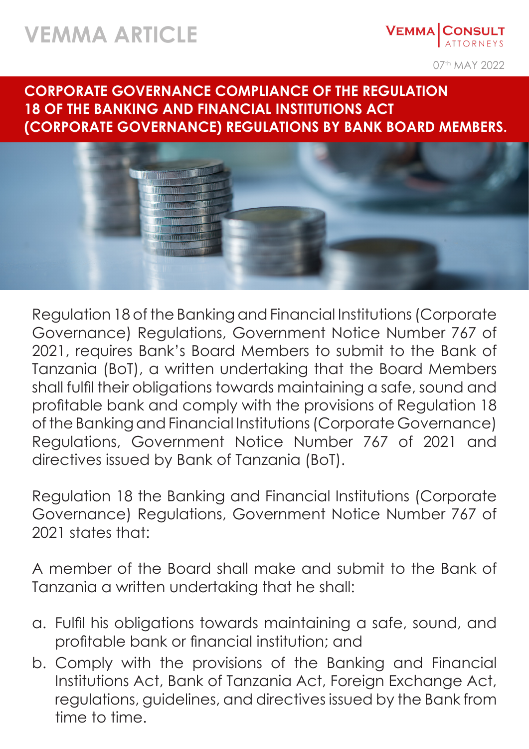# VEMMA ARTICLE

VEMMA | CONSULT ATTORNEYS

07th MAY 2022

## CORPORATE GOVERNANCE COMPLIANCE OF THE REGULATION 18 OF THE BANKING AND FINANCIAL INSTITUTIONS ACT (CORPORATE GOVERNANCE) REGULATIONS BY BANK BOARD MEMBERS.

Regulation 18 of the Banking and Financial Institutions (Corporate Governance) Regulations, Government Notice Number 767 of 2021, requires Bank's Board Members to submit to the Bank of Tanzania (BoT), a written undertaking that the Board Members shall fulfil their obligations towards maintaining a safe, sound and profitable bank and comply with the provisions of Regulation 18 of the Banking and Financial Institutions (Corporate Governance) Regulations, Government Notice Number 767 of 2021 and directives issued by Bank of Tanzania (BoT).

Regulation 18 the Banking and Financial Institutions (Corporate Governance) Regulations, Government Notice Number 767 of 2021 states that:

A member of the Board shall make and submit to the Bank of Tanzania a written undertaking that he shall:

a. Fulfil his obligations towards maintaining a safe, sound, and profitable bank or financial institution; and
b. Comply with the provisions of the Banking and Financial Institutions Act, Bank of Tanzania Act, Foreign Exchange Act, regulations, guidelines, and directives issued by the Bank from time to time.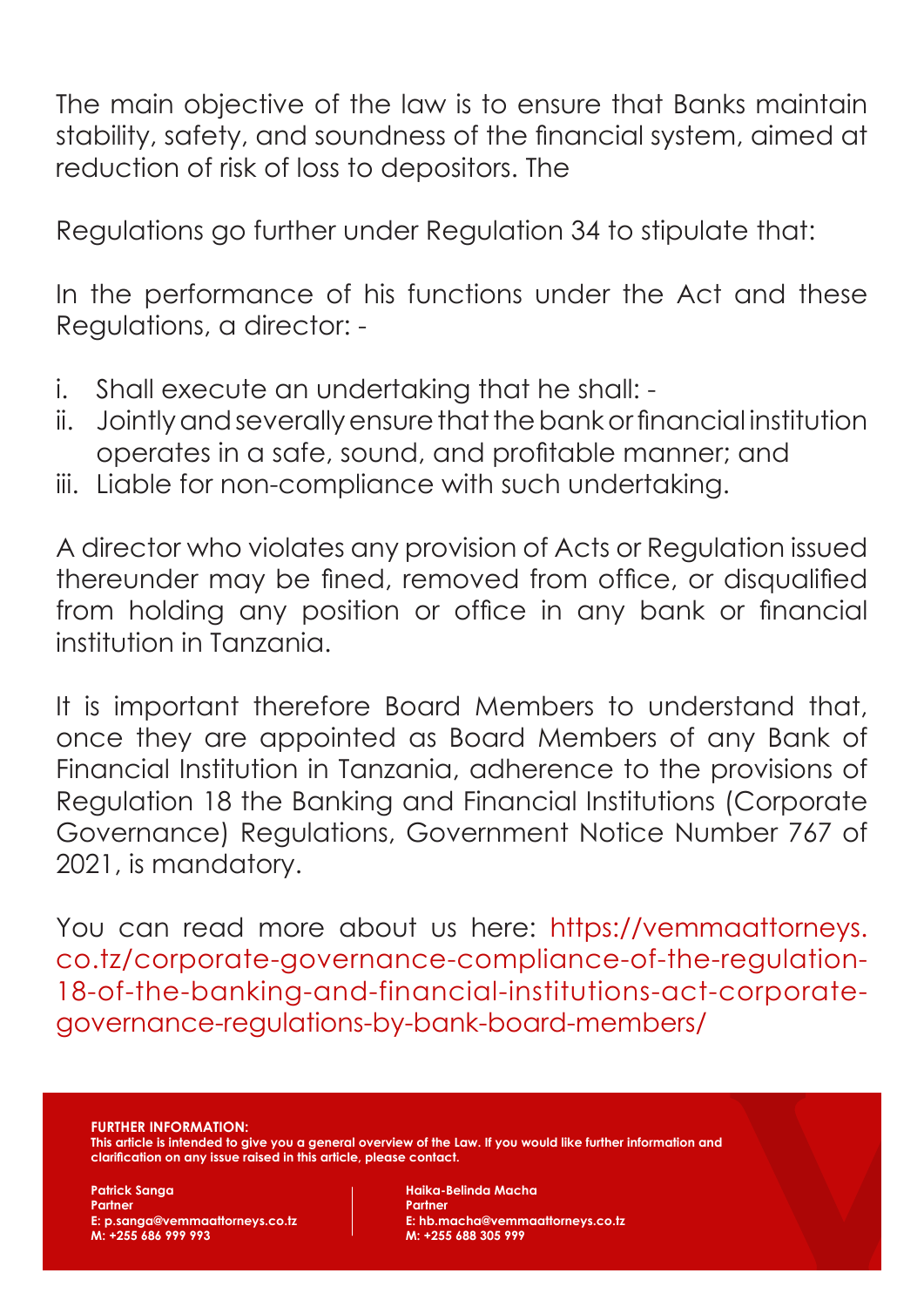The main objective of the law is to ensure that Banks maintain stability, safety, and soundness of the financial system, aimed at reduction of risk of loss to depositors. The

Regulations go further under Regulation 34 to stipulate that:

In the performance of his functions under the Act and these Regulations, a director: -

i. Shall execute an undertaking that he shall: -
ii. Jointly and severally ensure that the bank or financial institution operates in a safe, sound, and profitable manner; and
iii. Liable for non-compliance with such undertaking.

A director who violates any provision of Acts or Regulation issued thereunder may be fined, removed from office, or disqualified from holding any position or office in any bank or financial institution in Tanzania.

It is important therefore Board Members to understand that, once they are appointed as Board Members of any Bank of Financial Institution in Tanzania, adherence to the provisions of Regulation 18 the Banking and Financial Institutions (Corporate Governance) Regulations, Government Notice Number 767 of 2021, is mandatory.

You can read more about us here: https://vemmaattorneys.co.tz/corporate-governance-compliance-of-the-regulation-18-of-the-banking-and-financial-institutions-act-corporate-governance-regulations-by-bank-board-members/

**FURTHER INFORMATION:**
**This article is intended to give you a general overview of the Law. If you would like further information and clarification on any issue raised in this article, please contact.**

**Patrick Sanga**
**Partner**
**E: p.sanga@vemmaattorneys.co.tz**
**M: +255 686 999 993**

**Haika-Belinda Macha**
**Partner**
**E: hb.macha@vemmaattorneys.co.tz**
**M: +255 688 305 999**